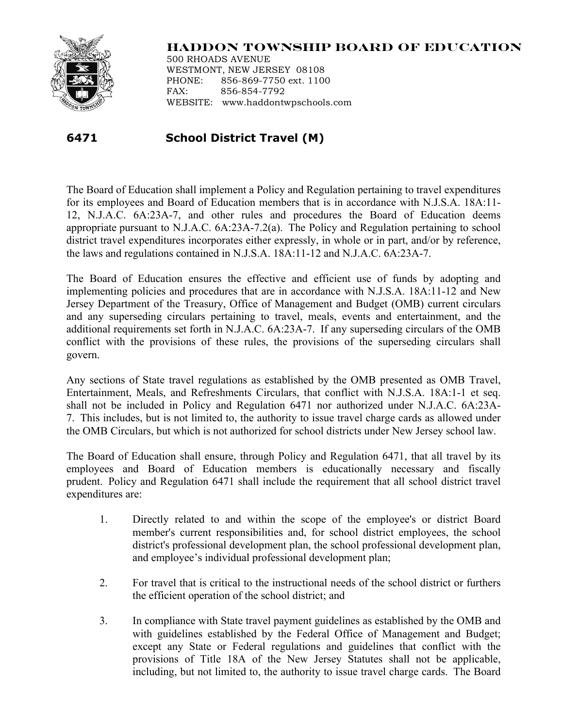# HADDON TOWNSHIP BOARD OF EDUCATION

500 RHOADS AVENUE
WESTMONT, NEW JERSEY 08108
PHONE: 856-869-7750 ext. 1100
FAX: 856-854-7792
WEBSITE: www.haddontwpschools.com

## 6471 School District Travel (M)

The Board of Education shall implement a Policy and Regulation pertaining to travel expenditures for its employees and Board of Education members that is in accordance with N.J.S.A. 18A:11-12, N.J.A.C. 6A:23A-7, and other rules and procedures the Board of Education deems appropriate pursuant to N.J.A.C. 6A:23A-7.2(a). The Policy and Regulation pertaining to school district travel expenditures incorporates either expressly, in whole or in part, and/or by reference, the laws and regulations contained in N.J.S.A. 18A:11-12 and N.J.A.C. 6A:23A-7.

The Board of Education ensures the effective and efficient use of funds by adopting and implementing policies and procedures that are in accordance with N.J.S.A. 18A:11-12 and New Jersey Department of the Treasury, Office of Management and Budget (OMB) current circulars and any superseding circulars pertaining to travel, meals, events and entertainment, and the additional requirements set forth in N.J.A.C. 6A:23A-7. If any superseding circulars of the OMB conflict with the provisions of these rules, the provisions of the superseding circulars shall govern.

Any sections of State travel regulations as established by the OMB presented as OMB Travel, Entertainment, Meals, and Refreshments Circulars, that conflict with N.J.S.A. 18A:1-1 et seq. shall not be included in Policy and Regulation 6471 nor authorized under N.J.A.C. 6A:23A-7. This includes, but is not limited to, the authority to issue travel charge cards as allowed under the OMB Circulars, but which is not authorized for school districts under New Jersey school law.

The Board of Education shall ensure, through Policy and Regulation 6471, that all travel by its employees and Board of Education members is educationally necessary and fiscally prudent. Policy and Regulation 6471 shall include the requirement that all school district travel expenditures are:

1. Directly related to and within the scope of the employee's or district Board member's current responsibilities and, for school district employees, the school district's professional development plan, the school professional development plan, and employee's individual professional development plan;

2. For travel that is critical to the instructional needs of the school district or furthers the efficient operation of the school district; and

3. In compliance with State travel payment guidelines as established by the OMB and with guidelines established by the Federal Office of Management and Budget; except any State or Federal regulations and guidelines that conflict with the provisions of Title 18A of the New Jersey Statutes shall not be applicable, including, but not limited to, the authority to issue travel charge cards. The Board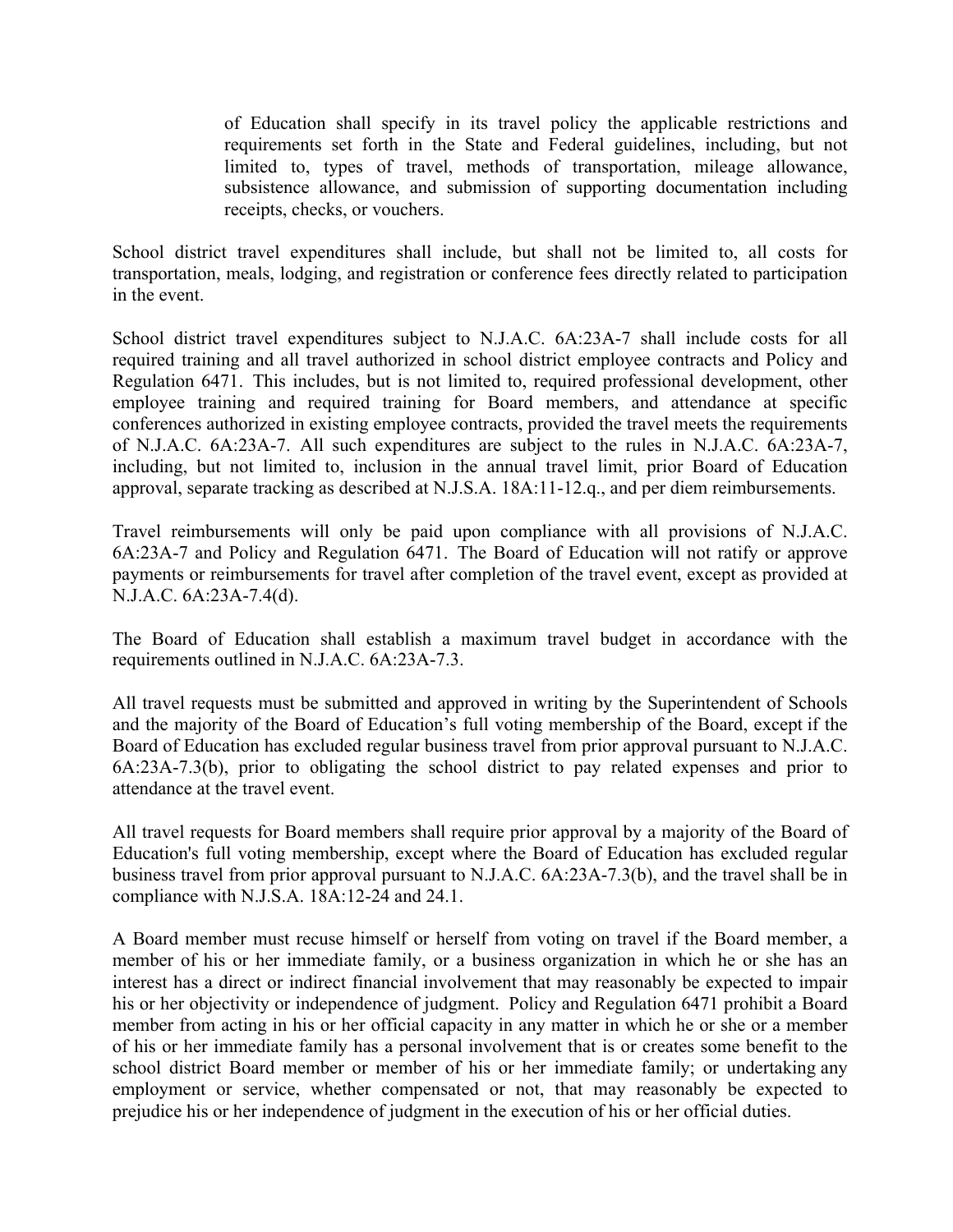of Education shall specify in its travel policy the applicable restrictions and requirements set forth in the State and Federal guidelines, including, but not limited to, types of travel, methods of transportation, mileage allowance, subsistence allowance, and submission of supporting documentation including receipts, checks, or vouchers.

School district travel expenditures shall include, but shall not be limited to, all costs for transportation, meals, lodging, and registration or conference fees directly related to participation in the event.

School district travel expenditures subject to N.J.A.C. 6A:23A-7 shall include costs for all required training and all travel authorized in school district employee contracts and Policy and Regulation 6471. This includes, but is not limited to, required professional development, other employee training and required training for Board members, and attendance at specific conferences authorized in existing employee contracts, provided the travel meets the requirements of N.J.A.C. 6A:23A-7. All such expenditures are subject to the rules in N.J.A.C. 6A:23A-7, including, but not limited to, inclusion in the annual travel limit, prior Board of Education approval, separate tracking as described at N.J.S.A. 18A:11-12.q., and per diem reimbursements.

Travel reimbursements will only be paid upon compliance with all provisions of N.J.A.C. 6A:23A-7 and Policy and Regulation 6471. The Board of Education will not ratify or approve payments or reimbursements for travel after completion of the travel event, except as provided at N.J.A.C. 6A:23A-7.4(d).

The Board of Education shall establish a maximum travel budget in accordance with the requirements outlined in N.J.A.C. 6A:23A-7.3.

All travel requests must be submitted and approved in writing by the Superintendent of Schools and the majority of the Board of Education's full voting membership of the Board, except if the Board of Education has excluded regular business travel from prior approval pursuant to N.J.A.C. 6A:23A-7.3(b), prior to obligating the school district to pay related expenses and prior to attendance at the travel event.

All travel requests for Board members shall require prior approval by a majority of the Board of Education's full voting membership, except where the Board of Education has excluded regular business travel from prior approval pursuant to N.J.A.C. 6A:23A-7.3(b), and the travel shall be in compliance with N.J.S.A. 18A:12-24 and 24.1.

A Board member must recuse himself or herself from voting on travel if the Board member, a member of his or her immediate family, or a business organization in which he or she has an interest has a direct or indirect financial involvement that may reasonably be expected to impair his or her objectivity or independence of judgment. Policy and Regulation 6471 prohibit a Board member from acting in his or her official capacity in any matter in which he or she or a member of his or her immediate family has a personal involvement that is or creates some benefit to the school district Board member or member of his or her immediate family; or undertaking any employment or service, whether compensated or not, that may reasonably be expected to prejudice his or her independence of judgment in the execution of his or her official duties.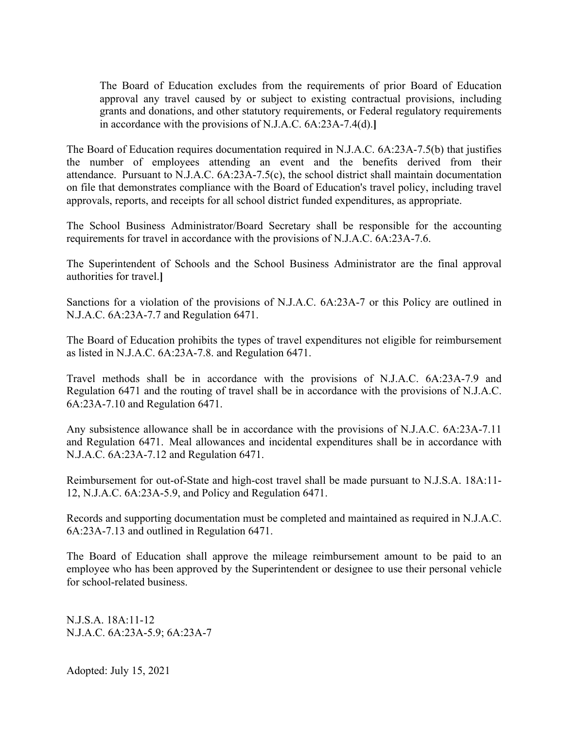The Board of Education excludes from the requirements of prior Board of Education approval any travel caused by or subject to existing contractual provisions, including grants and donations, and other statutory requirements, or Federal regulatory requirements in accordance with the provisions of N.J.A.C. 6A:23A-7.4(d).**]**

The Board of Education requires documentation required in N.J.A.C. 6A:23A-7.5(b) that justifies the number of employees attending an event and the benefits derived from their attendance. Pursuant to N.J.A.C. 6A:23A-7.5(c), the school district shall maintain documentation on file that demonstrates compliance with the Board of Education's travel policy, including travel approvals, reports, and receipts for all school district funded expenditures, as appropriate.

The School Business Administrator/Board Secretary shall be responsible for the accounting requirements for travel in accordance with the provisions of N.J.A.C. 6A:23A-7.6.

The Superintendent of Schools and the School Business Administrator are the final approval authorities for travel.**]**

Sanctions for a violation of the provisions of N.J.A.C. 6A:23A-7 or this Policy are outlined in N.J.A.C. 6A:23A-7.7 and Regulation 6471.

The Board of Education prohibits the types of travel expenditures not eligible for reimbursement as listed in N.J.A.C. 6A:23A-7.8. and Regulation 6471.

Travel methods shall be in accordance with the provisions of N.J.A.C. 6A:23A-7.9 and Regulation 6471 and the routing of travel shall be in accordance with the provisions of N.J.A.C. 6A:23A-7.10 and Regulation 6471.

Any subsistence allowance shall be in accordance with the provisions of N.J.A.C. 6A:23A-7.11 and Regulation 6471. Meal allowances and incidental expenditures shall be in accordance with N.J.A.C. 6A:23A-7.12 and Regulation 6471.

Reimbursement for out-of-State and high-cost travel shall be made pursuant to N.J.S.A. 18A:11-12, N.J.A.C. 6A:23A-5.9, and Policy and Regulation 6471.

Records and supporting documentation must be completed and maintained as required in N.J.A.C. 6A:23A-7.13 and outlined in Regulation 6471.

The Board of Education shall approve the mileage reimbursement amount to be paid to an employee who has been approved by the Superintendent or designee to use their personal vehicle for school-related business.

N.J.S.A. 18A:11-12
N.J.A.C. 6A:23A-5.9; 6A:23A-7

Adopted: July 15, 2021